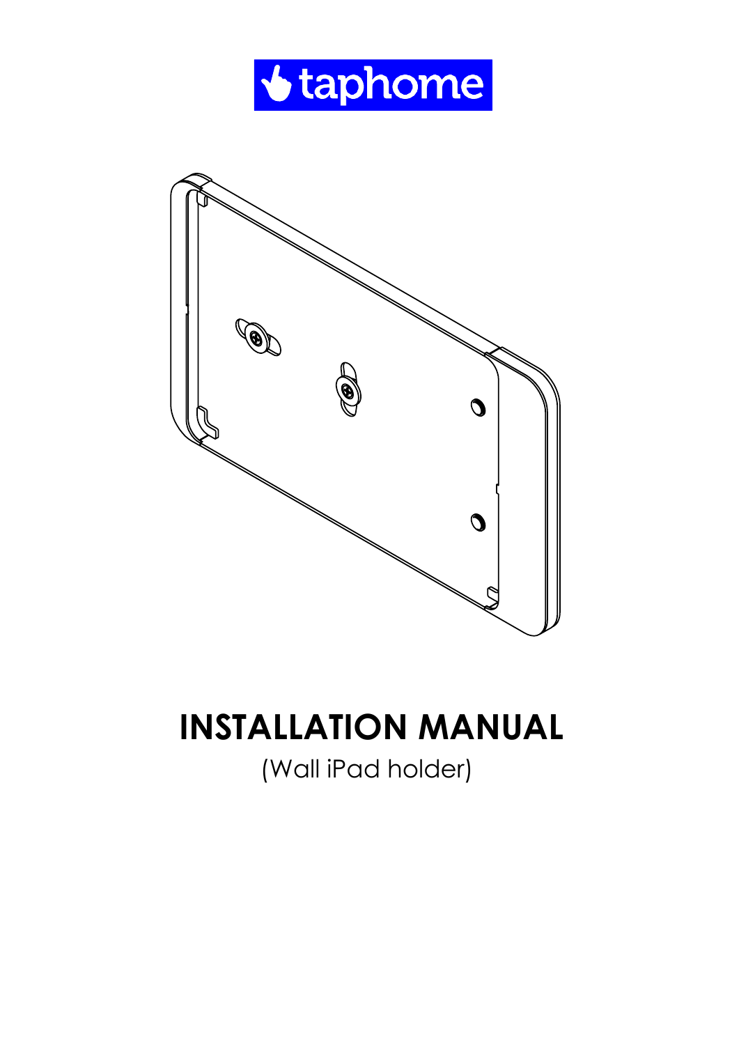# INSTALLATION MANUAL

(Wall iPad holder)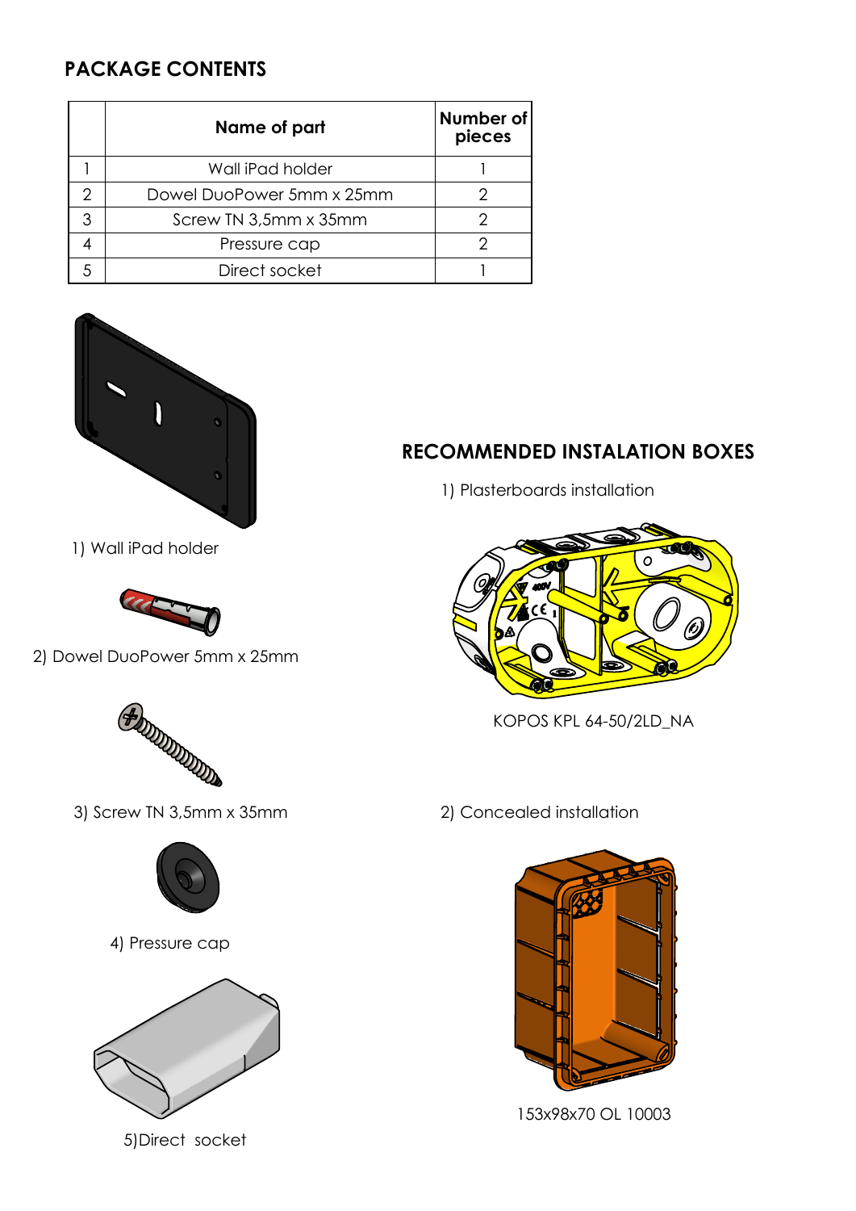## PACKAGE CONTENTS

| | Name of part | Number of pieces |
|---|---|---|
| 1 | Wall iPad holder | 1 |
| 2 | Dowel DuoPower 5mm x 25mm | 2 |
| 3 | Screw TN 3,5mm x 35mm | 2 |
| 4 | Pressure cap | 2 |
| 5 | Direct socket | 1 |

1) Wall iPad holder

2) Dowel DuoPower 5mm x 25mm

3) Screw TN 3,5mm x 35mm

4) Pressure cap

5) Direct socket

## RECOMMENDED INSTALATION BOXES

1) Plasterboards installation

KOPOS KPL 64-50/2LD_NA

2) Concealed installation

153x98x70 OL 10003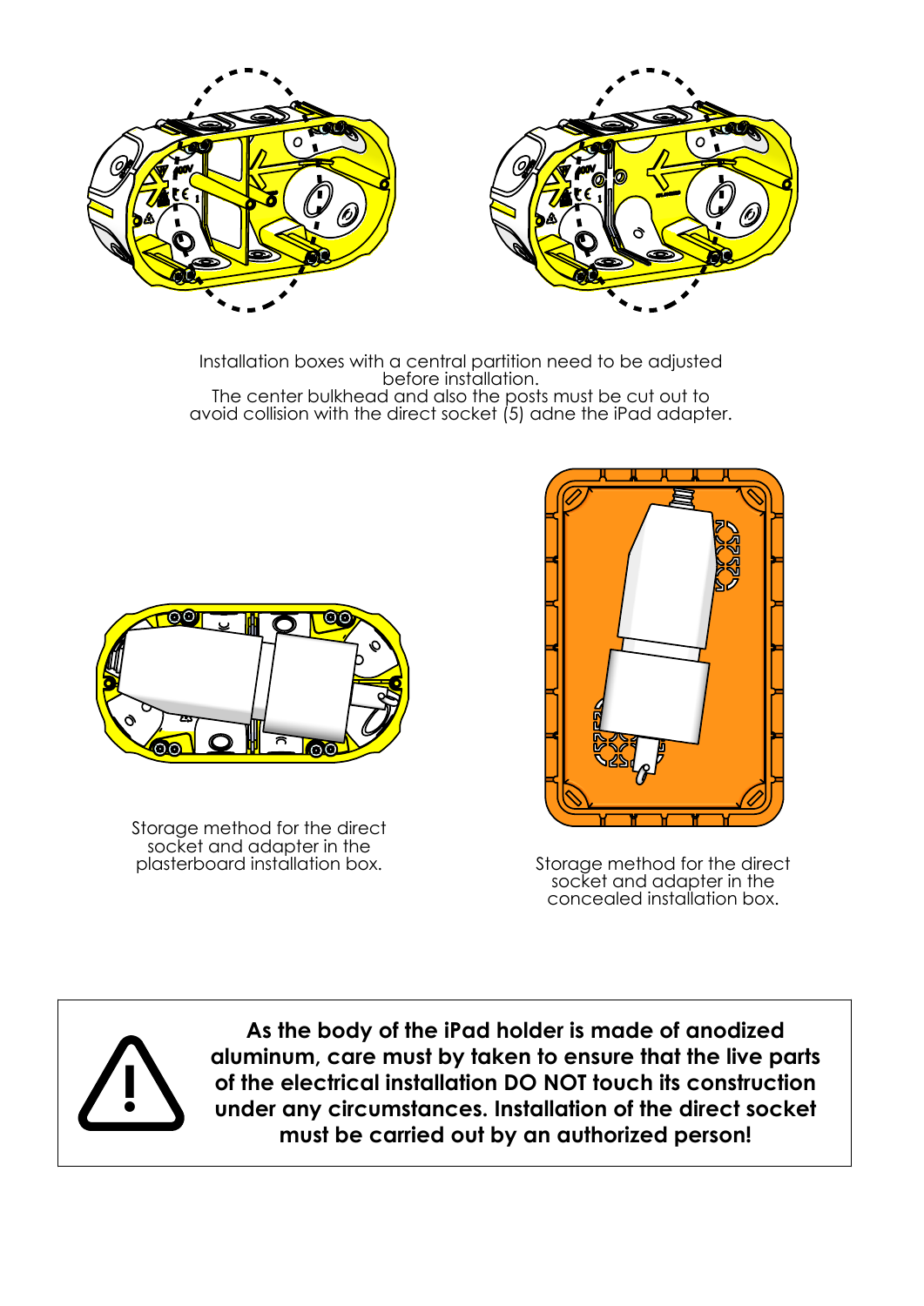Installation boxes with a central partition need to be adjusted before installation.
The center bulkhead and also the posts must be cut out to avoid collision with the direct socket (5) adne the iPad adapter.

Storage method for the direct socket and adapter in the plasterboard installation box.

Storage method for the direct socket and adapter in the concealed installation box.

**As the body of the iPad holder is made of anodized aluminum, care must by taken to ensure that the live parts of the electrical installation DO NOT touch its construction under any circumstances. Installation of the direct socket must be carried out by an authorized person!**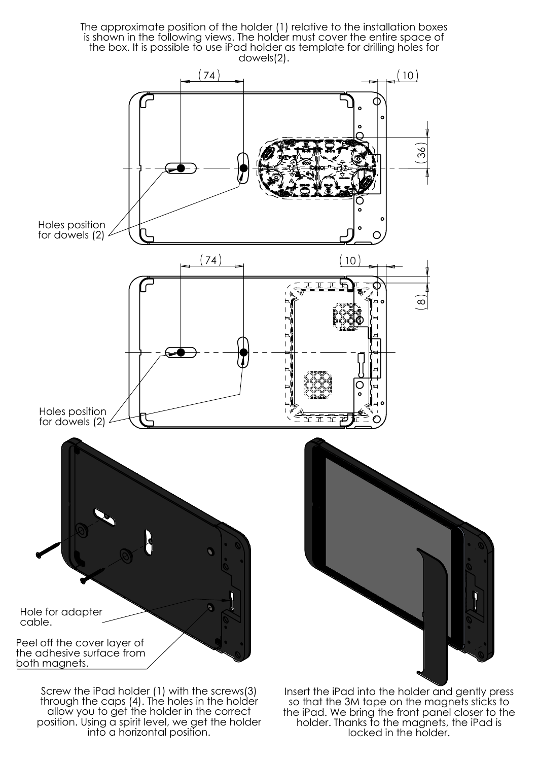The approximate position of the holder (1) relative to the installation boxes is shown in the following views. The holder must cover the entire space of the box. It is possible to use iPad holder as template for drilling holes for dowels(2).

(74)

(10)

(36)

Holes position for dowels (2)

(74)

(10)

(8)

Holes position for dowels (2)

Hole for adapter cable.

Peel off the cover layer of the adhesive surface from both magnets.

Screw the iPad holder (1) with the screws(3) through the caps (4). The holes in the holder allow you to get the holder in the correct position. Using a spirit level, we get the holder into a horizontal position.

Insert the iPad into the holder and gently press so that the 3M tape on the magnets sticks to the iPad. We bring the front panel closer to the holder. Thanks to the magnets, the iPad is locked in the holder.